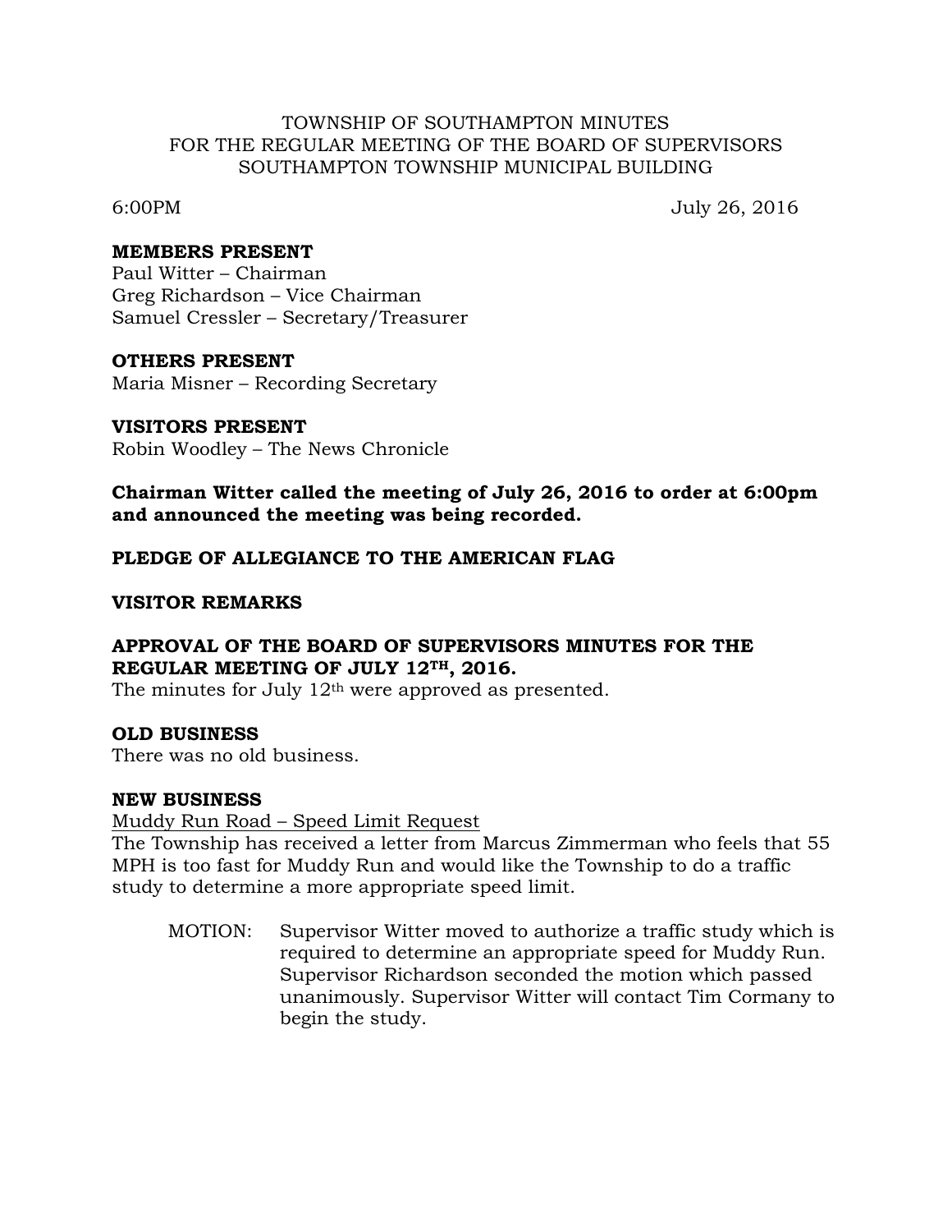TOWNSHIP OF SOUTHAMPTON MINUTES
FOR THE REGULAR MEETING OF THE BOARD OF SUPERVISORS
SOUTHAMPTON TOWNSHIP MUNICIPAL BUILDING

6:00PM July 26, 2016

**MEMBERS PRESENT**
Paul Witter – Chairman
Greg Richardson – Vice Chairman
Samuel Cressler – Secretary/Treasurer

**OTHERS PRESENT**
Maria Misner – Recording Secretary

**VISITORS PRESENT**
Robin Woodley – The News Chronicle

**Chairman Witter called the meeting of July 26, 2016 to order at 6:00pm and announced the meeting was being recorded.**

**PLEDGE OF ALLEGIANCE TO THE AMERICAN FLAG**

**VISITOR REMARKS**

**APPROVAL OF THE BOARD OF SUPERVISORS MINUTES FOR THE REGULAR MEETING OF JULY 12TH, 2016.**
The minutes for July 12th were approved as presented.

**OLD BUSINESS**
There was no old business.

**NEW BUSINESS**
<u>Muddy Run Road – Speed Limit Request</u>
The Township has received a letter from Marcus Zimmerman who feels that 55 MPH is too fast for Muddy Run and would like the Township to do a traffic study to determine a more appropriate speed limit.

MOTION: Supervisor Witter moved to authorize a traffic study which is required to determine an appropriate speed for Muddy Run. Supervisor Richardson seconded the motion which passed unanimously. Supervisor Witter will contact Tim Cormany to begin the study.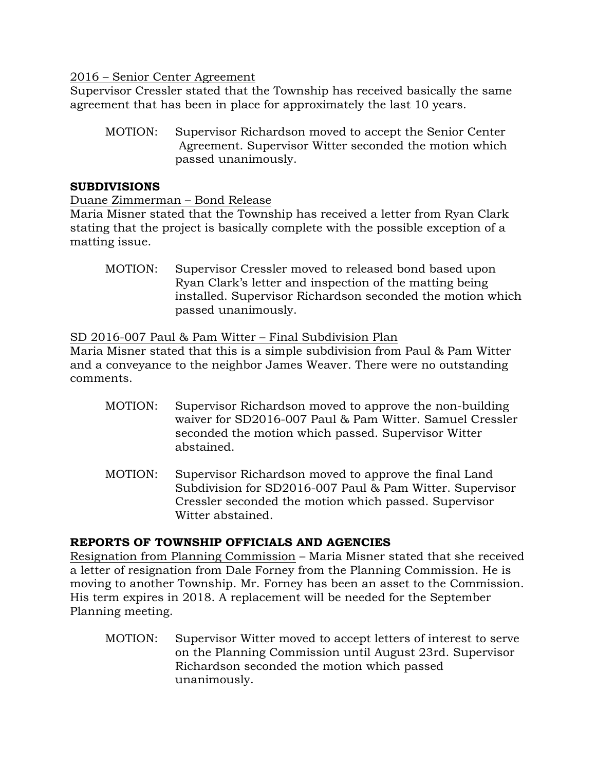2016 – Senior Center Agreement

Supervisor Cressler stated that the Township has received basically the same agreement that has been in place for approximately the last 10 years.

> MOTION: Supervisor Richardson moved to accept the Senior Center Agreement. Supervisor Witter seconded the motion which passed unanimously.

**SUBDIVISIONS**

Duane Zimmerman – Bond Release

Maria Misner stated that the Township has received a letter from Ryan Clark stating that the project is basically complete with the possible exception of a matting issue.

> MOTION: Supervisor Cressler moved to released bond based upon Ryan Clark's letter and inspection of the matting being installed. Supervisor Richardson seconded the motion which passed unanimously.

SD 2016-007 Paul & Pam Witter – Final Subdivision Plan

Maria Misner stated that this is a simple subdivision from Paul & Pam Witter and a conveyance to the neighbor James Weaver. There were no outstanding comments.

> MOTION: Supervisor Richardson moved to approve the non-building waiver for SD2016-007 Paul & Pam Witter. Samuel Cressler seconded the motion which passed. Supervisor Witter abstained.

> MOTION: Supervisor Richardson moved to approve the final Land Subdivision for SD2016-007 Paul & Pam Witter. Supervisor Cressler seconded the motion which passed. Supervisor Witter abstained.

**REPORTS OF TOWNSHIP OFFICIALS AND AGENCIES**

Resignation from Planning Commission – Maria Misner stated that she received a letter of resignation from Dale Forney from the Planning Commission. He is moving to another Township. Mr. Forney has been an asset to the Commission. His term expires in 2018. A replacement will be needed for the September Planning meeting.

> MOTION: Supervisor Witter moved to accept letters of interest to serve on the Planning Commission until August 23rd. Supervisor Richardson seconded the motion which passed unanimously.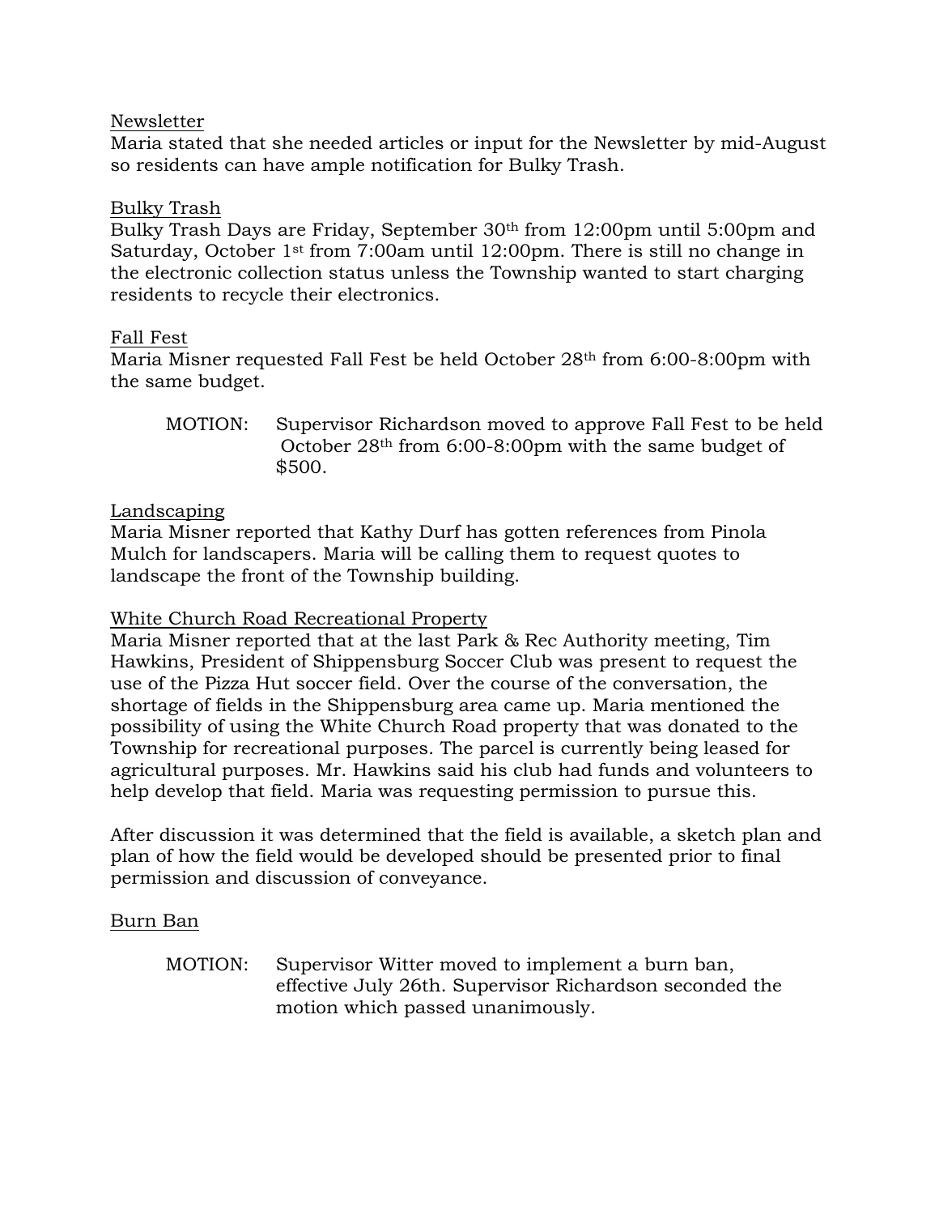<u>Newsletter</u>

Maria stated that she needed articles or input for the Newsletter by mid-August so residents can have ample notification for Bulky Trash.

<u>Bulky Trash</u>

Bulky Trash Days are Friday, September 30th from 12:00pm until 5:00pm and Saturday, October 1st from 7:00am until 12:00pm. There is still no change in the electronic collection status unless the Township wanted to start charging residents to recycle their electronics.

<u>Fall Fest</u>

Maria Misner requested Fall Fest be held October 28th from 6:00-8:00pm with the same budget.

> MOTION: Supervisor Richardson moved to approve Fall Fest to be held October 28th from 6:00-8:00pm with the same budget of $500.

<u>Landscaping</u>

Maria Misner reported that Kathy Durf has gotten references from Pinola Mulch for landscapers. Maria will be calling them to request quotes to landscape the front of the Township building.

<u>White Church Road Recreational Property</u>

Maria Misner reported that at the last Park & Rec Authority meeting, Tim Hawkins, President of Shippensburg Soccer Club was present to request the use of the Pizza Hut soccer field. Over the course of the conversation, the shortage of fields in the Shippensburg area came up. Maria mentioned the possibility of using the White Church Road property that was donated to the Township for recreational purposes. The parcel is currently being leased for agricultural purposes. Mr. Hawkins said his club had funds and volunteers to help develop that field. Maria was requesting permission to pursue this.

After discussion it was determined that the field is available, a sketch plan and plan of how the field would be developed should be presented prior to final permission and discussion of conveyance.

<u>Burn Ban</u>

> MOTION: Supervisor Witter moved to implement a burn ban, effective July 26th. Supervisor Richardson seconded the motion which passed unanimously.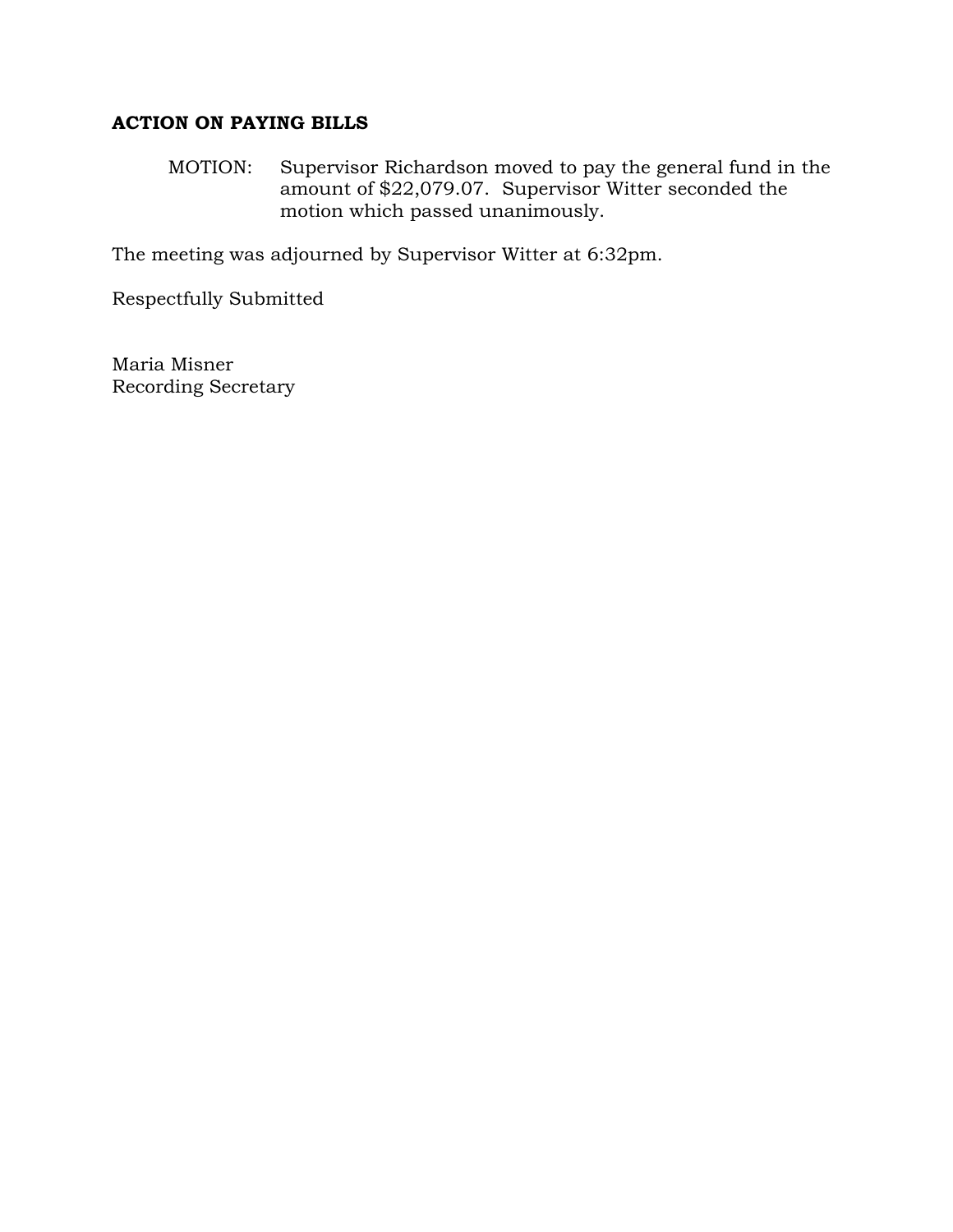**ACTION ON PAYING BILLS**

MOTION: Supervisor Richardson moved to pay the general fund in the amount of $22,079.07. Supervisor Witter seconded the motion which passed unanimously.

The meeting was adjourned by Supervisor Witter at 6:32pm.

Respectfully Submitted

Maria Misner
Recording Secretary